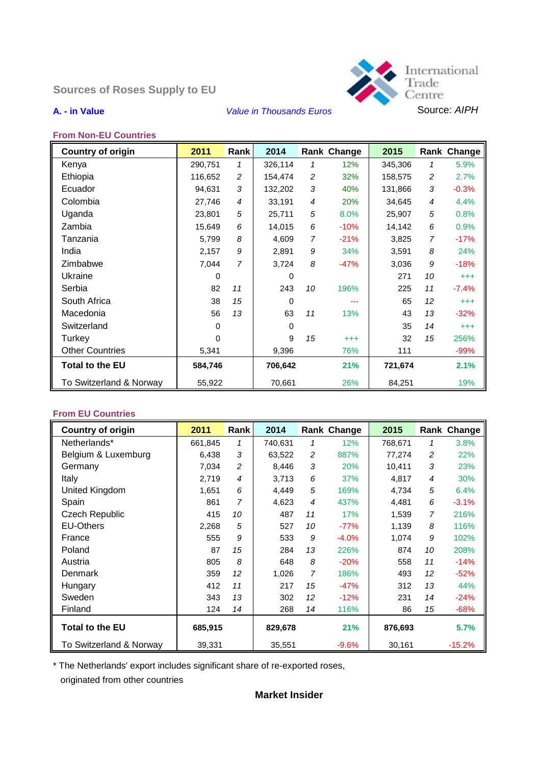International Trade Centre

## Sources of Roses Supply to EU

**A. - in Value** *Value in Thousands Euros* Source: *AIPH*

### From Non-EU Countries

| Country of origin | 2011 | Rank | 2014 | Rank | Change | 2015 | Rank | Change |
|---|---|---|---|---|---|---|---|---|
| Kenya | 290,751 | *1* | 326,114 | *1* | 12% | 345,306 | *1* | 5.9% |
| Ethiopia | 116,652 | *2* | 154,474 | *2* | 32% | 158,575 | *2* | 2.7% |
| Ecuador | 94,631 | *3* | 132,202 | *3* | 40% | 131,866 | *3* | -0.3% |
| Colombia | 27,746 | *4* | 33,191 | *4* | 20% | 34,645 | *4* | 4.4% |
| Uganda | 23,801 | *5* | 25,711 | *5* | 8.0% | 25,907 | *5* | 0.8% |
| Zambia | 15,649 | *6* | 14,015 | *6* | -10% | 14,142 | *6* | 0.9% |
| Tanzania | 5,799 | *8* | 4,609 | *7* | -21% | 3,825 | *7* | -17% |
| India | 2,157 | *9* | 2,891 | *9* | 34% | 3,591 | *8* | 24% |
| Zimbabwe | 7,044 | *7* | 3,724 | *8* | -47% | 3,036 | *9* | -18% |
| Ukraine | 0 | | 0 | | | 271 | *10* | +++ |
| Serbia | 82 | *11* | 243 | *10* | 196% | 225 | *11* | -7.4% |
| South Africa | 38 | *15* | 0 | | --- | 65 | *12* | +++ |
| Macedonia | 56 | *13* | 63 | *11* | 13% | 43 | *13* | -32% |
| Switzerland | 0 | | 0 | | | 35 | *14* | +++ |
| Turkey | 0 | | 9 | *15* | +++ | 32 | *15* | 256% |
| Other Countries | 5,341 | | 9,396 | | 76% | 111 | | -99% |
| **Total to the EU** | **584,746** | | **706,642** | | **21%** | **721,674** | | **2.1%** |
| To Switzerland & Norway | 55,922 | | 70,661 | | 26% | 84,251 | | 19% |

### From EU Countries

| Country of origin | 2011 | Rank | 2014 | Rank | Change | 2015 | Rank | Change |
|---|---|---|---|---|---|---|---|---|
| Netherlands* | 661,845 | *1* | 740,631 | *1* | 12% | 768,671 | *1* | 3.8% |
| Belgium & Luxemburg | 6,438 | *3* | 63,522 | *2* | 887% | 77,274 | *2* | 22% |
| Germany | 7,034 | *2* | 8,446 | *3* | 20% | 10,411 | *3* | 23% |
| Italy | 2,719 | *4* | 3,713 | *6* | 37% | 4,817 | *4* | 30% |
| United Kingdom | 1,651 | *6* | 4,449 | *5* | 169% | 4,734 | *5* | 6.4% |
| Spain | 861 | *7* | 4,623 | *4* | 437% | 4,481 | *6* | -3.1% |
| Czech Republic | 415 | *10* | 487 | *11* | 17% | 1,539 | *7* | 216% |
| EU-Others | 2,268 | *5* | 527 | *10* | -77% | 1,139 | *8* | 116% |
| France | 555 | *9* | 533 | *9* | -4.0% | 1,074 | *9* | 102% |
| Poland | 87 | *15* | 284 | *13* | 226% | 874 | *10* | 208% |
| Austria | 805 | *8* | 648 | *8* | -20% | 558 | *11* | -14% |
| Denmark | 359 | *12* | 1,026 | *7* | 186% | 493 | *12* | -52% |
| Hungary | 412 | *11* | 217 | *15* | -47% | 312 | *13* | 44% |
| Sweden | 343 | *13* | 302 | *12* | -12% | 231 | *14* | -24% |
| Finland | 124 | *14* | 268 | *14* | 116% | 86 | *15* | -68% |
| **Total to the EU** | **685,915** | | **829,678** | | **21%** | **876,693** | | **5.7%** |
| To Switzerland & Norway | 39,331 | | 35,551 | | -9.6% | 30,161 | | -15.2% |

* The Netherlands' export includes significant share of re-exported roses, originated from other countries

**Market Insider**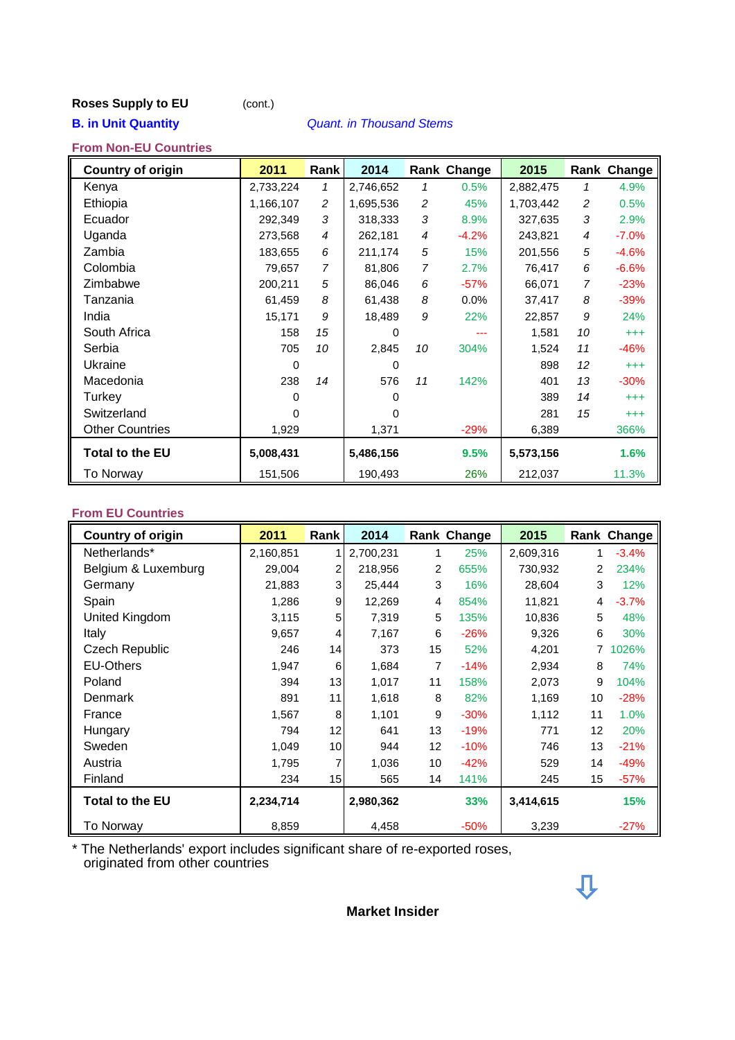**Roses Supply to EU** (cont.)

**B. in Unit Quantity** *Quant. in Thousand Stems*

**From Non-EU Countries**

| Country of origin | 2011 | Rank | 2014 | Rank | Change | 2015 | Rank | Change |
|---|---|---|---|---|---|---|---|---|
| Kenya | 2,733,224 | *1* | 2,746,652 | *1* | 0.5% | 2,882,475 | *1* | 4.9% |
| Ethiopia | 1,166,107 | *2* | 1,695,536 | *2* | 45% | 1,703,442 | *2* | 0.5% |
| Ecuador | 292,349 | *3* | 318,333 | *3* | 8.9% | 327,635 | *3* | 2.9% |
| Uganda | 273,568 | *4* | 262,181 | *4* | -4.2% | 243,821 | *4* | -7.0% |
| Zambia | 183,655 | *6* | 211,174 | *5* | 15% | 201,556 | *5* | -4.6% |
| Colombia | 79,657 | *7* | 81,806 | *7* | 2.7% | 76,417 | *6* | -6.6% |
| Zimbabwe | 200,211 | *5* | 86,046 | *6* | -57% | 66,071 | *7* | -23% |
| Tanzania | 61,459 | *8* | 61,438 | *8* | 0.0% | 37,417 | *8* | -39% |
| India | 15,171 | *9* | 18,489 | *9* | 22% | 22,857 | *9* | 24% |
| South Africa | 158 | *15* | 0 | | --- | 1,581 | *10* | +++ |
| Serbia | 705 | *10* | 2,845 | *10* | 304% | 1,524 | *11* | -46% |
| Ukraine | 0 | | 0 | | | 898 | *12* | +++ |
| Macedonia | 238 | *14* | 576 | *11* | 142% | 401 | *13* | -30% |
| Turkey | 0 | | 0 | | | 389 | *14* | +++ |
| Switzerland | 0 | | 0 | | | 281 | *15* | +++ |
| Other Countries | 1,929 | | 1,371 | | -29% | 6,389 | | 366% |
| **Total to the EU** | **5,008,431** | | **5,486,156** | | **9.5%** | **5,573,156** | | **1.6%** |
| To Norway | 151,506 | | 190,493 | | 26% | 212,037 | | 11.3% |

**From EU Countries**

| Country of origin | 2011 | Rank | 2014 | Rank | Change | 2015 | Rank | Change |
|---|---|---|---|---|---|---|---|---|
| Netherlands* | 2,160,851 | 1 | 2,700,231 | 1 | 25% | 2,609,316 | 1 | -3.4% |
| Belgium & Luxemburg | 29,004 | 2 | 218,956 | 2 | 655% | 730,932 | 2 | 234% |
| Germany | 21,883 | 3 | 25,444 | 3 | 16% | 28,604 | 3 | 12% |
| Spain | 1,286 | 9 | 12,269 | 4 | 854% | 11,821 | 4 | -3.7% |
| United Kingdom | 3,115 | 5 | 7,319 | 5 | 135% | 10,836 | 5 | 48% |
| Italy | 9,657 | 4 | 7,167 | 6 | -26% | 9,326 | 6 | 30% |
| Czech Republic | 246 | 14 | 373 | 15 | 52% | 4,201 | 7 | 1026% |
| EU-Others | 1,947 | 6 | 1,684 | 7 | -14% | 2,934 | 8 | 74% |
| Poland | 394 | 13 | 1,017 | 11 | 158% | 2,073 | 9 | 104% |
| Denmark | 891 | 11 | 1,618 | 8 | 82% | 1,169 | 10 | -28% |
| France | 1,567 | 8 | 1,101 | 9 | -30% | 1,112 | 11 | 1.0% |
| Hungary | 794 | 12 | 641 | 13 | -19% | 771 | 12 | 20% |
| Sweden | 1,049 | 10 | 944 | 12 | -10% | 746 | 13 | -21% |
| Austria | 1,795 | 7 | 1,036 | 10 | -42% | 529 | 14 | -49% |
| Finland | 234 | 15 | 565 | 14 | 141% | 245 | 15 | -57% |
| **Total to the EU** | **2,234,714** | | **2,980,362** | | **33%** | **3,414,615** | | **15%** |
| To Norway | 8,859 | | 4,458 | | -50% | 3,239 | | -27% |

\* The Netherlands' export includes significant share of re-exported roses, originated from other countries

⇩

**Market Insider**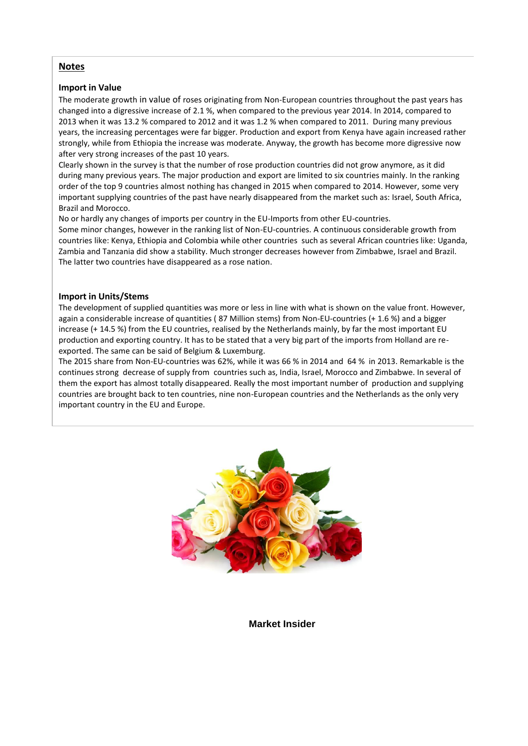## Notes

### Import in Value

The moderate growth in value of roses originating from Non-European countries throughout the past years has changed into a digressive increase of 2.1 %, when compared to the previous year 2014. In 2014, compared to 2013 when it was 13.2 % compared to 2012 and it was 1.2 % when compared to 2011. During many previous years, the increasing percentages were far bigger. Production and export from Kenya have again increased rather strongly, while from Ethiopia the increase was moderate. Anyway, the growth has become more digressive now after very strong increases of the past 10 years.

Clearly shown in the survey is that the number of rose production countries did not grow anymore, as it did during many previous years. The major production and export are limited to six countries mainly. In the ranking order of the top 9 countries almost nothing has changed in 2015 when compared to 2014. However, some very important supplying countries of the past have nearly disappeared from the market such as: Israel, South Africa, Brazil and Morocco.

No or hardly any changes of imports per country in the EU-Imports from other EU-countries.

Some minor changes, however in the ranking list of Non-EU-countries. A continuous considerable growth from countries like: Kenya, Ethiopia and Colombia while other countries such as several African countries like: Uganda, Zambia and Tanzania did show a stability. Much stronger decreases however from Zimbabwe, Israel and Brazil. The latter two countries have disappeared as a rose nation.

### Import in Units/Stems

The development of supplied quantities was more or less in line with what is shown on the value front. However, again a considerable increase of quantities ( 87 Million stems) from Non-EU-countries (+ 1.6 %) and a bigger increase (+ 14.5 %) from the EU countries, realised by the Netherlands mainly, by far the most important EU production and exporting country. It has to be stated that a very big part of the imports from Holland are re-exported. The same can be said of Belgium & Luxemburg.

The 2015 share from Non-EU-countries was 62%, while it was 66 % in 2014 and 64 % in 2013. Remarkable is the continues strong decrease of supply from countries such as, India, Israel, Morocco and Zimbabwe. In several of them the export has almost totally disappeared. Really the most important number of production and supplying countries are brought back to ten countries, nine non-European countries and the Netherlands as the only very important country in the EU and Europe.

**Market Insider**